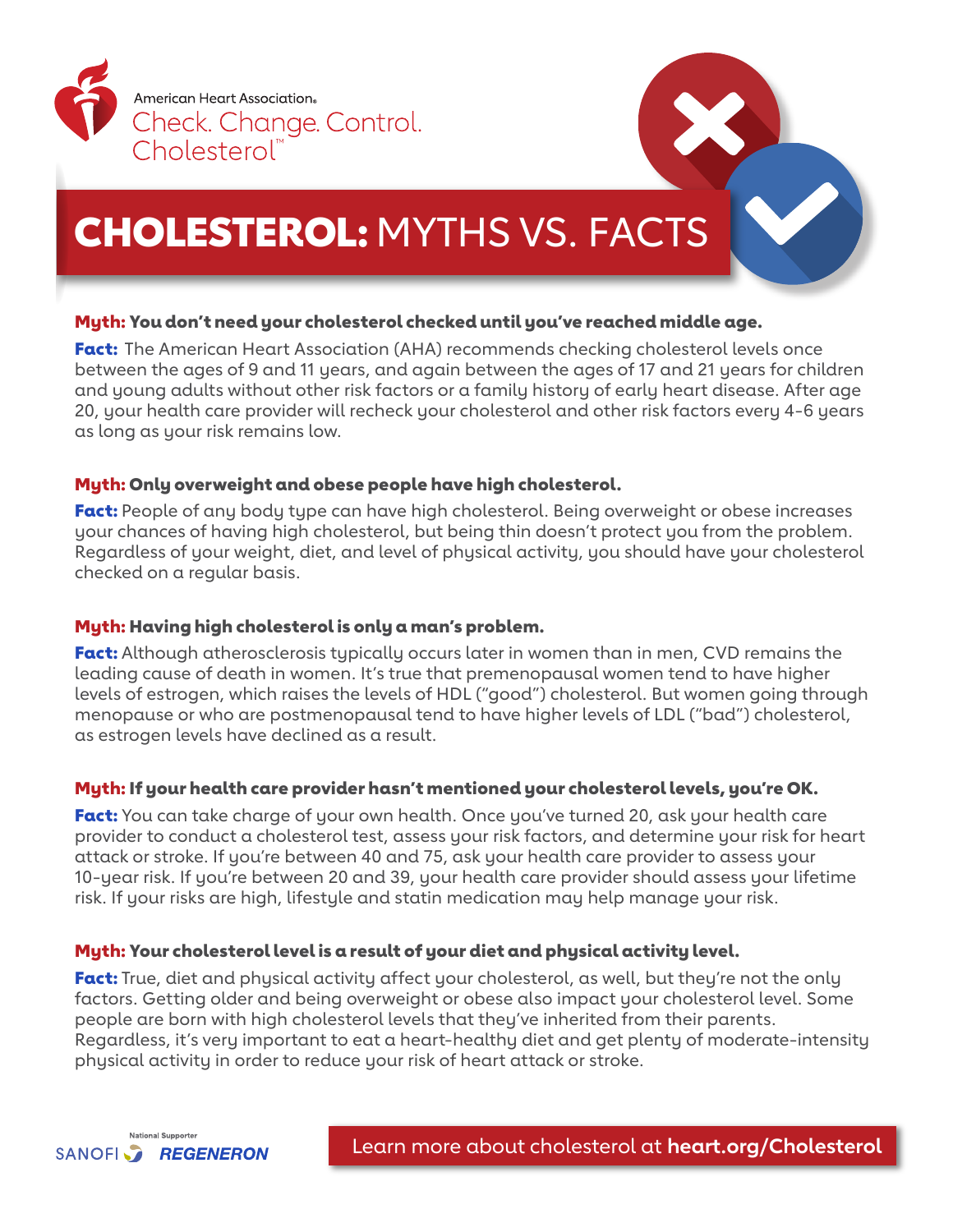American Heart Association®
Check. Change. Control.
Cholesterol™

# CHOLESTEROL: MYTHS VS. FACTS

**Myth: You don't need your cholesterol checked until you've reached middle age.**

**Fact:** The American Heart Association (AHA) recommends checking cholesterol levels once between the ages of 9 and 11 years, and again between the ages of 17 and 21 years for children and young adults without other risk factors or a family history of early heart disease. After age 20, your health care provider will recheck your cholesterol and other risk factors every 4-6 years as long as your risk remains low.

**Myth: Only overweight and obese people have high cholesterol.**

**Fact:** People of any body type can have high cholesterol. Being overweight or obese increases your chances of having high cholesterol, but being thin doesn't protect you from the problem. Regardless of your weight, diet, and level of physical activity, you should have your cholesterol checked on a regular basis.

**Myth: Having high cholesterol is only a man's problem.**

**Fact:** Although atherosclerosis typically occurs later in women than in men, CVD remains the leading cause of death in women. It's true that premenopausal women tend to have higher levels of estrogen, which raises the levels of HDL ("good") cholesterol. But women going through menopause or who are postmenopausal tend to have higher levels of LDL ("bad") cholesterol, as estrogen levels have declined as a result.

**Myth: If your health care provider hasn't mentioned your cholesterol levels, you're OK.**

**Fact:** You can take charge of your own health. Once you've turned 20, ask your health care provider to conduct a cholesterol test, assess your risk factors, and determine your risk for heart attack or stroke. If you're between 40 and 75, ask your health care provider to assess your 10-year risk. If you're between 20 and 39, your health care provider should assess your lifetime risk. If your risks are high, lifestyle and statin medication may help manage your risk.

**Myth: Your cholesterol level is a result of your diet and physical activity level.**

**Fact:** True, diet and physical activity affect your cholesterol, as well, but they're not the only factors. Getting older and being overweight or obese also impact your cholesterol level. Some people are born with high cholesterol levels that they've inherited from their parents. Regardless, it's very important to eat a heart-healthy diet and get plenty of moderate-intensity physical activity in order to reduce your risk of heart attack or stroke.

National Supporter
SANOFI REGENERON

Learn more about cholesterol at **heart.org/Cholesterol**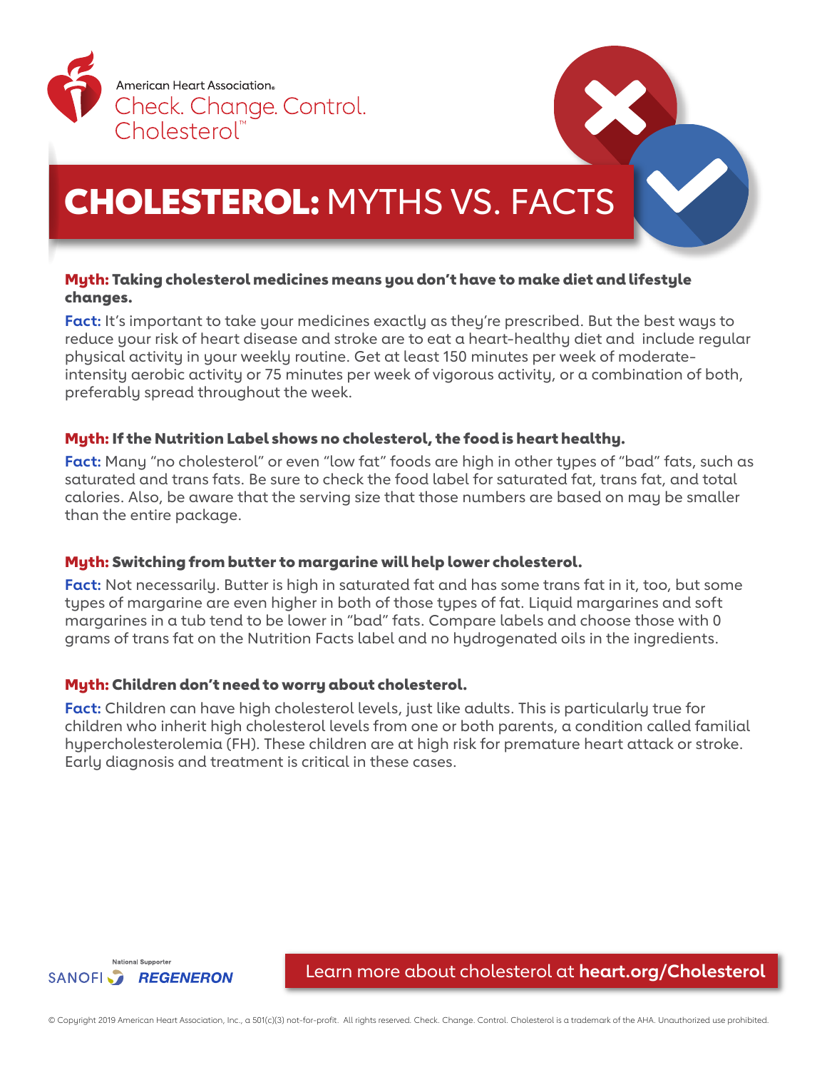American Heart Association®
Check. Change. Control.
Cholesterol™

# CHOLESTEROL: MYTHS VS. FACTS

**Myth: Taking cholesterol medicines means you don't have to make diet and lifestyle changes.**

**Fact:** It's important to take your medicines exactly as they're prescribed. But the best ways to reduce your risk of heart disease and stroke are to eat a heart-healthy diet and include regular physical activity in your weekly routine. Get at least 150 minutes per week of moderate-intensity aerobic activity or 75 minutes per week of vigorous activity, or a combination of both, preferably spread throughout the week.

**Myth: If the Nutrition Label shows no cholesterol, the food is heart healthy.**

**Fact:** Many "no cholesterol" or even "low fat" foods are high in other types of "bad" fats, such as saturated and trans fats. Be sure to check the food label for saturated fat, trans fat, and total calories. Also, be aware that the serving size that those numbers are based on may be smaller than the entire package.

**Myth: Switching from butter to margarine will help lower cholesterol.**

**Fact:** Not necessarily. Butter is high in saturated fat and has some trans fat in it, too, but some types of margarine are even higher in both of those types of fat. Liquid margarines and soft margarines in a tub tend to be lower in "bad" fats. Compare labels and choose those with 0 grams of trans fat on the Nutrition Facts label and no hydrogenated oils in the ingredients.

**Myth: Children don't need to worry about cholesterol.**

**Fact:** Children can have high cholesterol levels, just like adults. This is particularly true for children who inherit high cholesterol levels from one or both parents, a condition called familial hypercholesterolemia (FH). These children are at high risk for premature heart attack or stroke. Early diagnosis and treatment is critical in these cases.

National Supporter
SANOFI REGENERON

Learn more about cholesterol at **heart.org/Cholesterol**

© Copyright 2019 American Heart Association, Inc., a 501(c)(3) not-for-profit. All rights reserved. Check. Change. Control. Cholesterol is a trademark of the AHA. Unauthorized use prohibited.